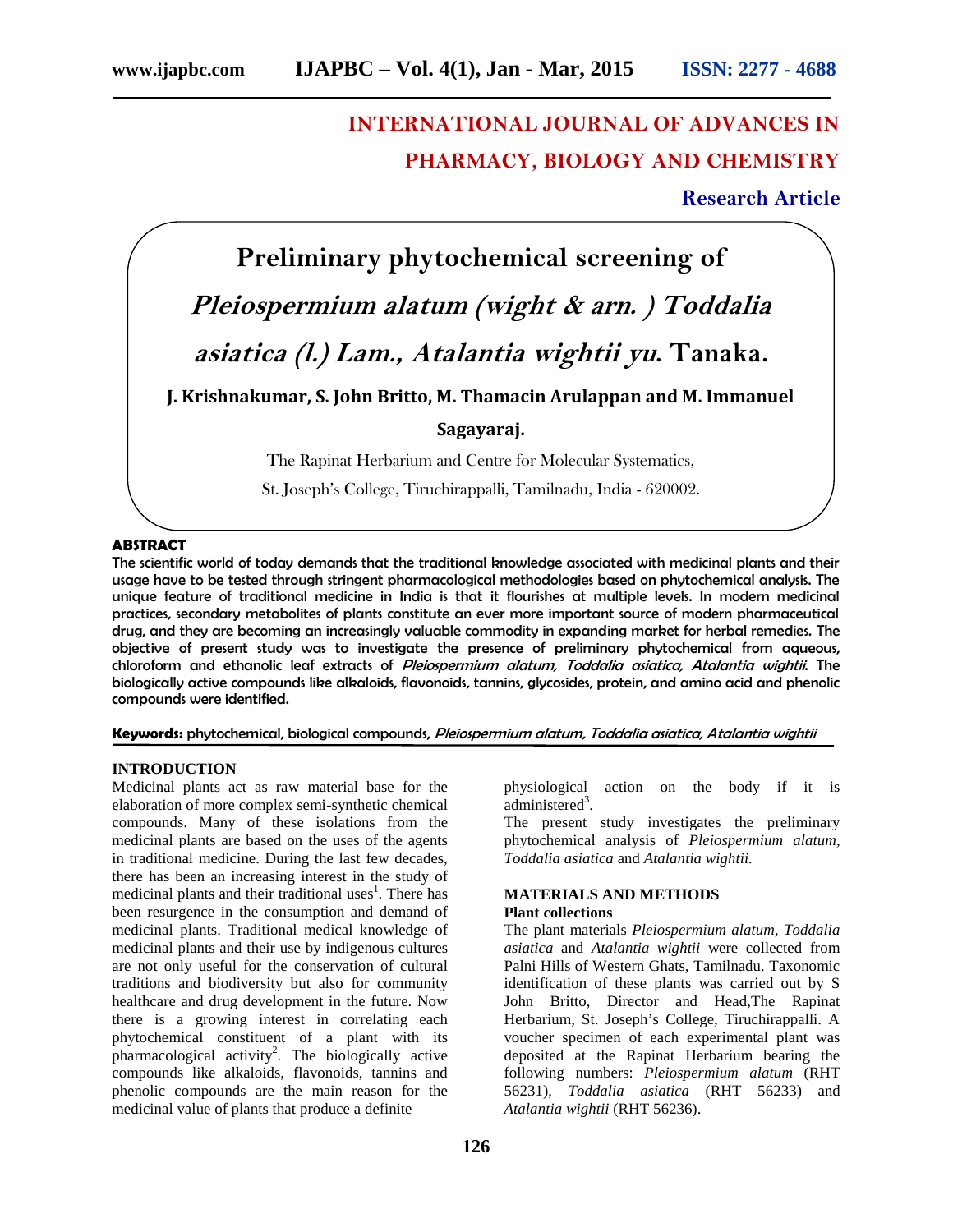**INTERNATIONAL JOURNAL OF ADVANCES IN PHARMACY, BIOLOGY AND CHEMISTRY**

**Research Article**

# Preliminary phytochemical screening of *Pleiospermium alatum (wight & arn. ) Toddalia asiatica (l.) Lam., Atalantia wightii yu.* Tanaka.

**J. Krishnakumar, S. John Britto, M. Thamacin Arulappan and M. Immanuel Sagayaraj.**

The Rapinat Herbarium and Centre for Molecular Systematics,
St. Joseph's College, Tiruchirappalli, Tamilnadu, India - 620002.

## ABSTRACT

**The scientific world of today demands that the traditional knowledge associated with medicinal plants and their usage have to be tested through stringent pharmacological methodologies based on phytochemical analysis. The unique feature of traditional medicine in India is that it flourishes at multiple levels. In modern medicinal practices, secondary metabolites of plants constitute an ever more important source of modern pharmaceutical drug, and they are becoming an increasingly valuable commodity in expanding market for herbal remedies. The objective of present study was to investigate the presence of preliminary phytochemical from aqueous, chloroform and ethanolic leaf extracts of *Pleiospermium alatum, Toddalia asiatica, Atalantia wightii.* The biologically active compounds like alkaloids, flavonoids, tannins, glycosides, protein, and amino acid and phenolic compounds were identified.**

**Keywords:** phytochemical, biological compounds, *Pleiospermium alatum, Toddalia asiatica, Atalantia wightii*

## INTRODUCTION

Medicinal plants act as raw material base for the elaboration of more complex semi-synthetic chemical compounds. Many of these isolations from the medicinal plants are based on the uses of the agents in traditional medicine. During the last few decades, there has been an increasing interest in the study of medicinal plants and their traditional uses[1]. There has been resurgence in the consumption and demand of medicinal plants. Traditional medical knowledge of medicinal plants and their use by indigenous cultures are not only useful for the conservation of cultural traditions and biodiversity but also for community healthcare and drug development in the future. Now there is a growing interest in correlating each phytochemical constituent of a plant with its pharmacological activity[2]. The biologically active compounds like alkaloids, flavonoids, tannins and phenolic compounds are the main reason for the medicinal value of plants that produce a definite physiological action on the body if it is administered[3].

The present study investigates the preliminary phytochemical analysis of *Pleiospermium alatum, Toddalia asiatica* and *Atalantia wightii.*

## MATERIALS AND METHODS

### Plant collections

The plant materials *Pleiospermium alatum*, *Toddalia asiatica* and *Atalantia wightii* were collected from Palni Hills of Western Ghats, Tamilnadu. Taxonomic identification of these plants was carried out by S John Britto, Director and Head,The Rapinat Herbarium, St. Joseph's College, Tiruchirappalli. A voucher specimen of each experimental plant was deposited at the Rapinat Herbarium bearing the following numbers: *Pleiospermium alatum* (RHT 56231), *Toddalia asiatica* (RHT 56233) and *Atalantia wightii* (RHT 56236).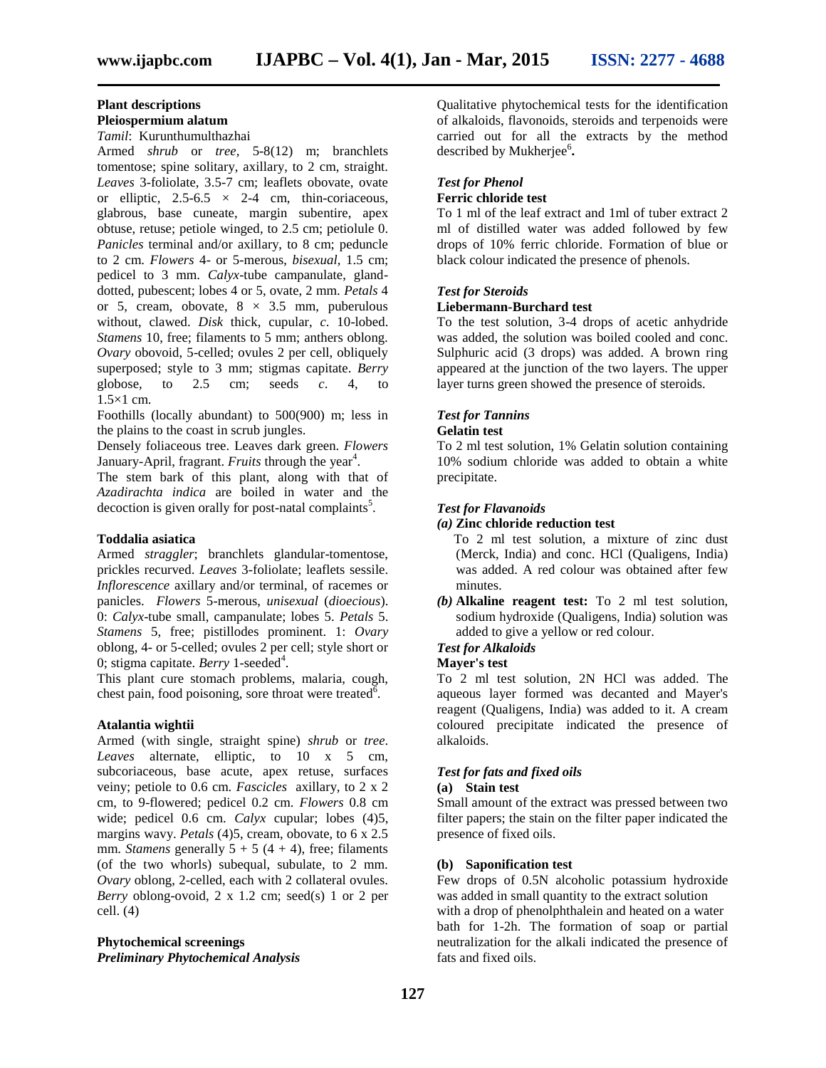**Plant descriptions**

**Pleiospermium alatum**

*Tamil*: Kurunthumulthazhai

Armed *shrub* or *tree*, 5-8(12) m; branchlets tomentose; spine solitary, axillary, to 2 cm, straight. *Leaves* 3-foliolate, 3.5-7 cm; leaflets obovate, ovate or elliptic, 2.5-6.5 × 2-4 cm, thin-coriaceous, glabrous, base cuneate, margin subentire, apex obtuse, retuse; petiole winged, to 2.5 cm; petiolule 0. *Panicles* terminal and/or axillary, to 8 cm; peduncle to 2 cm. *Flowers* 4- or 5-merous, *bisexual*, 1.5 cm; pedicel to 3 mm. *Calyx*-tube campanulate, gland-dotted, pubescent; lobes 4 or 5, ovate, 2 mm. *Petals* 4 or 5, cream, obovate, 8 × 3.5 mm, puberulous without, clawed. *Disk* thick, cupular, *c*. 10-lobed. *Stamens* 10, free; filaments to 5 mm; anthers oblong. *Ovary* obovoid, 5-celled; ovules 2 per cell, obliquely superposed; style to 3 mm; stigmas capitate. *Berry* globose, to 2.5 cm; seeds *c*. 4, to 1.5×1 cm.

Foothills (locally abundant) to 500(900) m; less in the plains to the coast in scrub jungles.

Densely foliaceous tree. Leaves dark green. *Flowers* January-April, fragrant. *Fruits* through the year[4].

The stem bark of this plant, along with that of *Azadirachta indica* are boiled in water and the decoction is given orally for post-natal complaints[5].

**Toddalia asiatica**

Armed *straggler*; branchlets glandular-tomentose, prickles recurved. *Leaves* 3-foliolate; leaflets sessile. *Inflorescence* axillary and/or terminal, of racemes or panicles. *Flowers* 5-merous, *unisexual* (*dioecious*). 0: *Calyx*-tube small, campanulate; lobes 5. *Petals* 5. *Stamens* 5, free; pistillodes prominent. 1: *Ovary* oblong, 4- or 5-celled; ovules 2 per cell; style short or 0; stigma capitate. *Berry* 1-seeded[4].

This plant cure stomach problems, malaria, cough, chest pain, food poisoning, sore throat were treated[6].

**Atalantia wightii**

Armed (with single, straight spine) *shrub* or *tree*. *Leaves* alternate, elliptic, to 10 x 5 cm, subcoriaceous, base acute, apex retuse, surfaces veiny; petiole to 0.6 cm. *Fascicles* axillary, to 2 x 2 cm, to 9-flowered; pedicel 0.2 cm. *Flowers* 0.8 cm wide; pedicel 0.6 cm. *Calyx* cupular; lobes (4)5, margins wavy. *Petals* (4)5, cream, obovate, to 6 x 2.5 mm. *Stamens* generally 5 + 5 (4 + 4), free; filaments (of the two whorls) subequal, subulate, to 2 mm. *Ovary* oblong, 2-celled, each with 2 collateral ovules. *Berry* oblong-ovoid, 2 x 1.2 cm; seed(s) 1 or 2 per cell. (4)

**Phytochemical screenings**

***Preliminary Phytochemical Analysis***

Qualitative phytochemical tests for the identification of alkaloids, flavonoids, steroids and terpenoids were carried out for all the extracts by the method described by Mukherjee[6].

***Test for Phenol***

**Ferric chloride test**

To 1 ml of the leaf extract and 1ml of tuber extract 2 ml of distilled water was added followed by few drops of 10% ferric chloride. Formation of blue or black colour indicated the presence of phenols.

***Test for Steroids***

**Liebermann-Burchard test**

To the test solution, 3-4 drops of acetic anhydride was added, the solution was boiled cooled and conc. Sulphuric acid (3 drops) was added. A brown ring appeared at the junction of the two layers. The upper layer turns green showed the presence of steroids.

***Test for Tannins***

**Gelatin test**

To 2 ml test solution, 1% Gelatin solution containing 10% sodium chloride was added to obtain a white precipitate.

***Test for Flavanoids***

*(a)* **Zinc chloride reduction test**
To 2 ml test solution, a mixture of zinc dust (Merck, India) and conc. HCl (Qualigens, India) was added. A red colour was obtained after few minutes.

*(b)* **Alkaline reagent test:** To 2 ml test solution, sodium hydroxide (Qualigens, India) solution was added to give a yellow or red colour.

***Test for Alkaloids***

**Mayer's test**

To 2 ml test solution, 2N HCl was added. The aqueous layer formed was decanted and Mayer's reagent (Qualigens, India) was added to it. A cream coloured precipitate indicated the presence of alkaloids.

***Test for fats and fixed oils***

**(a) Stain test**

Small amount of the extract was pressed between two filter papers; the stain on the filter paper indicated the presence of fixed oils.

**(b) Saponification test**

Few drops of 0.5N alcoholic potassium hydroxide was added in small quantity to the extract solution with a drop of phenolphthalein and heated on a water bath for 1-2h. The formation of soap or partial neutralization for the alkali indicated the presence of fats and fixed oils.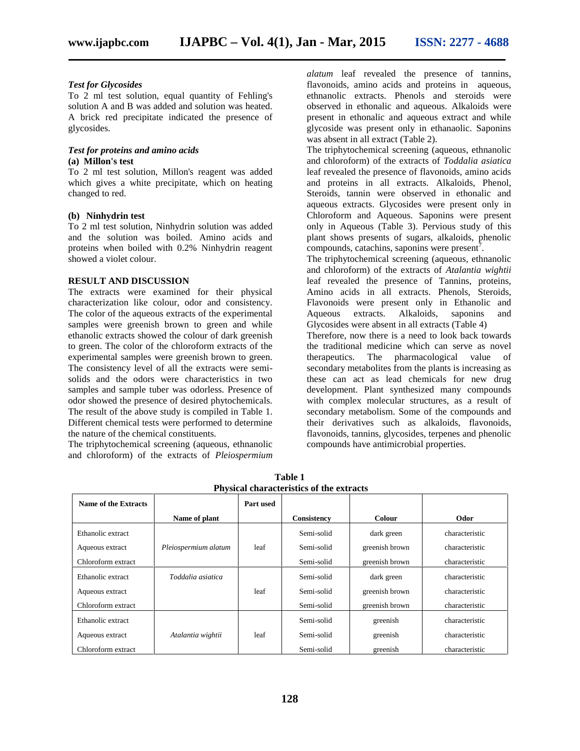### *Test for Glycosides*

To 2 ml test solution, equal quantity of Fehling's solution A and B was added and solution was heated. A brick red precipitate indicated the presence of glycosides.

### *Test for proteins and amino acids*

**(a) Millon's test**

To 2 ml test solution, Millon's reagent was added which gives a white precipitate, which on heating changed to red.

**(b) Ninhydrin test**

To 2 ml test solution, Ninhydrin solution was added and the solution was boiled. Amino acids and proteins when boiled with 0.2% Ninhydrin reagent showed a violet colour.

## RESULT AND DISCUSSION

The extracts were examined for their physical characterization like colour, odor and consistency. The color of the aqueous extracts of the experimental samples were greenish brown to green and while ethanolic extracts showed the colour of dark greenish to green. The color of the chloroform extracts of the experimental samples were greenish brown to green. The consistency level of all the extracts were semi-solids and the odors were characteristics in two samples and sample tuber was odorless. Presence of odor showed the presence of desired phytochemicals. The result of the above study is compiled in Table 1. Different chemical tests were performed to determine the nature of the chemical constituents.

The triphytochemical screening (aqueous, ethnanolic and chloroform) of the extracts of *Pleiospermium alatum* leaf revealed the presence of tannins, flavonoids, amino acids and proteins in aqueous, ethnanolic extracts. Phenols and steroids were observed in ethonalic and aqueous. Alkaloids were present in ethonalic and aqueous extract and while glycoside was present only in ethanaolic. Saponins was absent in all extract (Table 2).

The triphytochemical screening (aqueous, ethnanolic and chloroform) of the extracts of *Toddalia asiatica* leaf revealed the presence of flavonoids, amino acids and proteins in all extracts. Alkaloids, Phenol, Steroids, tannin were observed in ethonalic and aqueous extracts. Glycosides were present only in Chloroform and Aqueous. Saponins were present only in Aqueous (Table 3). Pervious study of this plant shows presents of sugars, alkaloids, phenolic compounds, catachins, saponins were present[7].

The triphytochemical screening (aqueous, ethnanolic and chloroform) of the extracts of *Atalantia wightii* leaf revealed the presence of Tannins, proteins, Amino acids in all extracts. Phenols, Steroids, Flavonoids were present only in Ethanolic and Aqueous extracts. Alkaloids, saponins and Glycosides were absent in all extracts (Table 4)

Therefore, now there is a need to look back towards the traditional medicine which can serve as novel therapeutics. The pharmacological value of secondary metabolites from the plants is increasing as these can act as lead chemicals for new drug development. Plant synthesized many compounds with complex molecular structures, as a result of secondary metabolism. Some of the compounds and their derivatives such as alkaloids, flavonoids, flavonoids, tannins, glycosides, terpenes and phenolic compounds have antimicrobial properties.

**Table 1**
**Physical characteristics of the extracts**

| Name of the Extracts | Name of plant | Part used | Consistency | Colour | Odor |
|---|---|---|---|---|---|
| Ethanolic extract | *Pleiospermium alatum* | leaf | Semi-solid | dark green | characteristic |
| Aqueous extract | | | Semi-solid | greenish brown | characteristic |
| Chloroform extract | | | Semi-solid | greenish brown | characteristic |
| Ethanolic extract | *Toddalia asiatica* | leaf | Semi-solid | dark green | characteristic |
| Aqueous extract | | | Semi-solid | greenish brown | characteristic |
| Chloroform extract | | | Semi-solid | greenish brown | characteristic |
| Ethanolic extract | *Atalantia wightii* | leaf | Semi-solid | greenish | characteristic |
| Aqueous extract | | | Semi-solid | greenish | characteristic |
| Chloroform extract | | | Semi-solid | greenish | characteristic |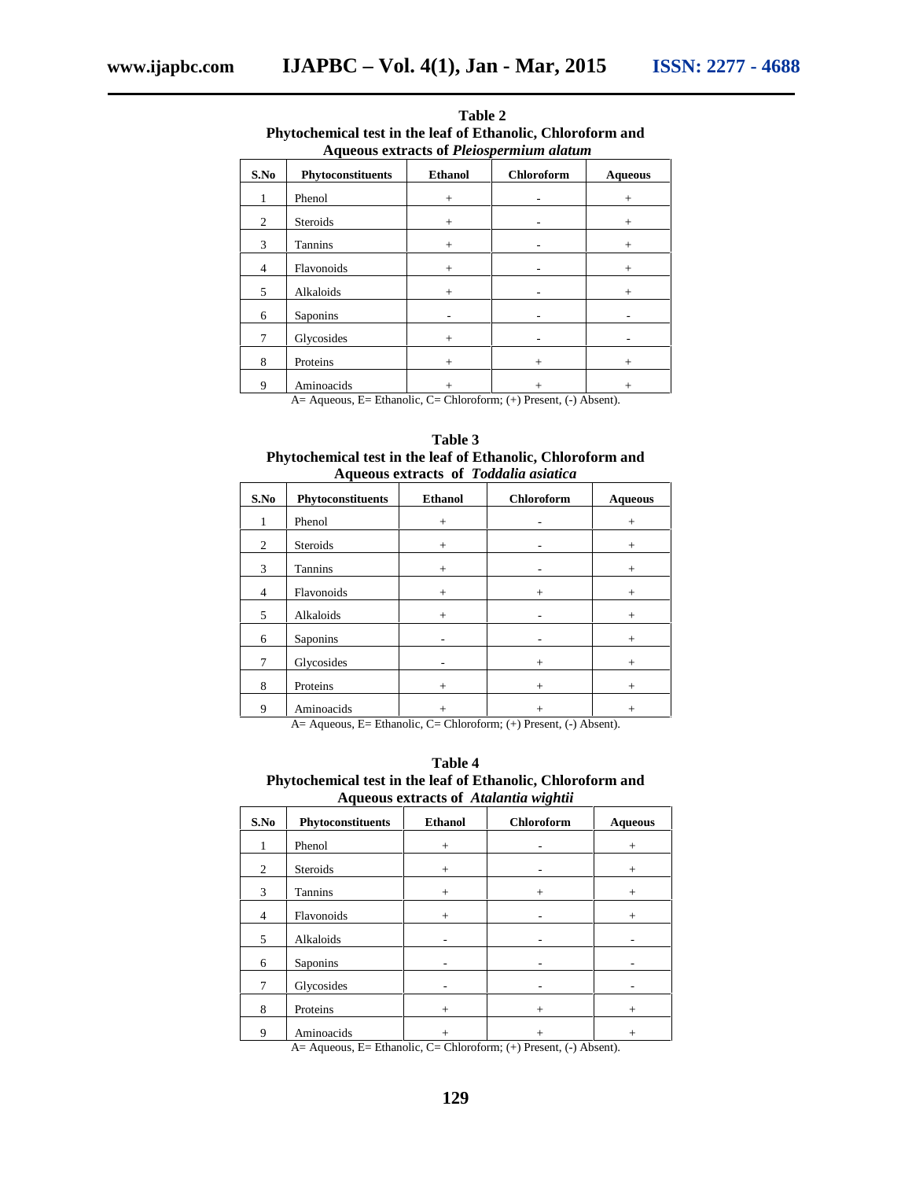**Table 2**
**Phytochemical test in the leaf of Ethanolic, Chloroform and Aqueous extracts of *Pleiospermium alatum***

| S.No | Phytoconstituents | Ethanol | Chloroform | Aqueous |
|---|---|---|---|---|
| 1 | Phenol | + | - | + |
| 2 | Steroids | + | - | + |
| 3 | Tannins | + | - | + |
| 4 | Flavonoids | + | - | + |
| 5 | Alkaloids | + | - | + |
| 6 | Saponins | - | - | - |
| 7 | Glycosides | + | - | - |
| 8 | Proteins | + | + | + |
| 9 | Aminoacids | + | + | + |

A= Aqueous, E= Ethanolic, C= Chloroform; (+) Present, (-) Absent).

**Table 3**
**Phytochemical test in the leaf of Ethanolic, Chloroform and Aqueous extracts of *Toddalia asiatica***

| S.No | Phytoconstituents | Ethanol | Chloroform | Aqueous |
|---|---|---|---|---|
| 1 | Phenol | + | - | + |
| 2 | Steroids | + | - | + |
| 3 | Tannins | + | - | + |
| 4 | Flavonoids | + | + | + |
| 5 | Alkaloids | + | - | + |
| 6 | Saponins | - | - | + |
| 7 | Glycosides | - | + | + |
| 8 | Proteins | + | + | + |
| 9 | Aminoacids | + | + | + |

A= Aqueous, E= Ethanolic, C= Chloroform; (+) Present, (-) Absent).

**Table 4**
**Phytochemical test in the leaf of Ethanolic, Chloroform and Aqueous extracts of *Atalantia wightii***

| S.No | Phytoconstituents | Ethanol | Chloroform | Aqueous |
|---|---|---|---|---|
| 1 | Phenol | + | - | + |
| 2 | Steroids | + | - | + |
| 3 | Tannins | + | + | + |
| 4 | Flavonoids | + | - | + |
| 5 | Alkaloids | - | - | - |
| 6 | Saponins | - | - | - |
| 7 | Glycosides | - | - | - |
| 8 | Proteins | + | + | + |
| 9 | Aminoacids | + | + | + |

A= Aqueous, E= Ethanolic, C= Chloroform; (+) Present, (-) Absent).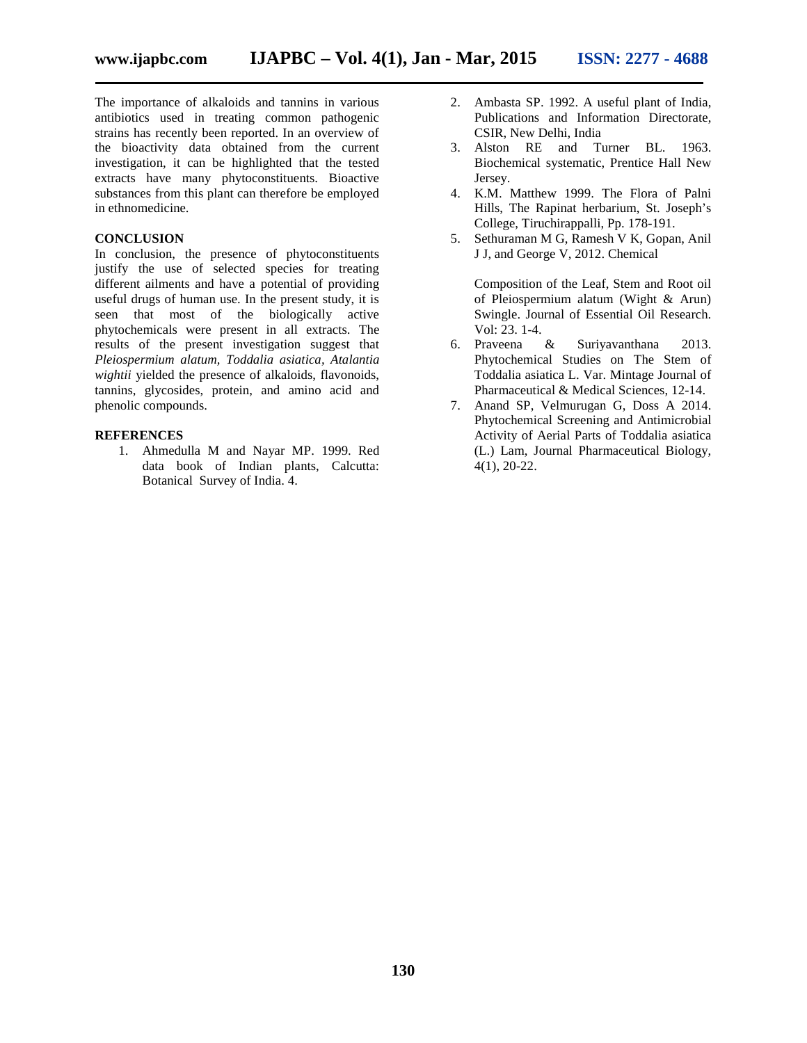The importance of alkaloids and tannins in various antibiotics used in treating common pathogenic strains has recently been reported. In an overview of the bioactivity data obtained from the current investigation, it can be highlighted that the tested extracts have many phytoconstituents. Bioactive substances from this plant can therefore be employed in ethnomedicine.

## CONCLUSION

In conclusion, the presence of phytoconstituents justify the use of selected species for treating different ailments and have a potential of providing useful drugs of human use. In the present study, it is seen that most of the biologically active phytochemicals were present in all extracts. The results of the present investigation suggest that *Pleiospermium alatum, Toddalia asiatica, Atalantia wightii* yielded the presence of alkaloids, flavonoids, tannins, glycosides, protein, and amino acid and phenolic compounds.

## REFERENCES

1. Ahmedulla M and Nayar MP. 1999. Red data book of Indian plants, Calcutta: Botanical Survey of India. 4.
2. Ambasta SP. 1992. A useful plant of India, Publications and Information Directorate, CSIR, New Delhi, India
3. Alston RE and Turner BL. 1963. Biochemical systematic, Prentice Hall New Jersey.
4. K.M. Matthew 1999. The Flora of Palni Hills, The Rapinat herbarium, St. Joseph's College, Tiruchirappalli, Pp. 178-191.
5. Sethuraman M G, Ramesh V K, Gopan, Anil J J, and George V, 2012. Chemical Composition of the Leaf, Stem and Root oil of Pleiospermium alatum (Wight & Arun) Swingle. Journal of Essential Oil Research. Vol: 23. 1-4.
6. Praveena & Suriyavanthana 2013. Phytochemical Studies on The Stem of Toddalia asiatica L. Var. Mintage Journal of Pharmaceutical & Medical Sciences, 12-14.
7. Anand SP, Velmurugan G, Doss A 2014. Phytochemical Screening and Antimicrobial Activity of Aerial Parts of Toddalia asiatica (L.) Lam, Journal Pharmaceutical Biology, 4(1), 20-22.